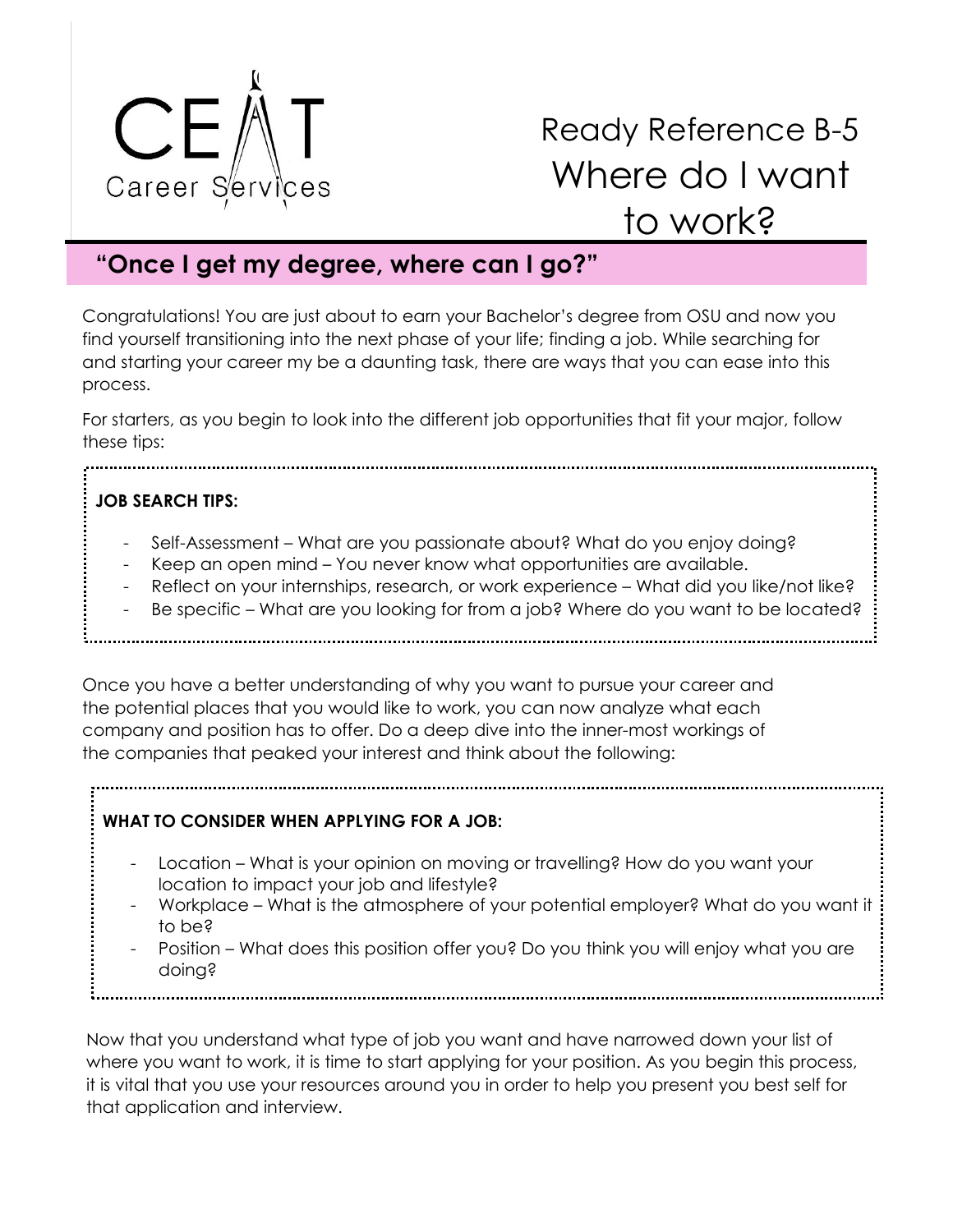CEAT Career Services

# Ready Reference B-5
# Where do I want to work?

## "Once I get my degree, where can I go?"

Congratulations! You are just about to earn your Bachelor's degree from OSU and now you find yourself transitioning into the next phase of your life; finding a job. While searching for and starting your career my be a daunting task, there are ways that you can ease into this process.

For starters, as you begin to look into the different job opportunities that fit your major, follow these tips:

**JOB SEARCH TIPS:**

- Self-Assessment – What are you passionate about? What do you enjoy doing?
- Keep an open mind – You never know what opportunities are available.
- Reflect on your internships, research, or work experience – What did you like/not like?
- Be specific – What are you looking for from a job? Where do you want to be located?

Once you have a better understanding of why you want to pursue your career and the potential places that you would like to work, you can now analyze what each company and position has to offer. Do a deep dive into the inner-most workings of the companies that peaked your interest and think about the following:

**WHAT TO CONSIDER WHEN APPLYING FOR A JOB:**

- Location – What is your opinion on moving or travelling? How do you want your location to impact your job and lifestyle?
- Workplace – What is the atmosphere of your potential employer? What do you want it to be?
- Position – What does this position offer you? Do you think you will enjoy what you are doing?

Now that you understand what type of job you want and have narrowed down your list of where you want to work, it is time to start applying for your position. As you begin this process, it is vital that you use your resources around you in order to help you present you best self for that application and interview.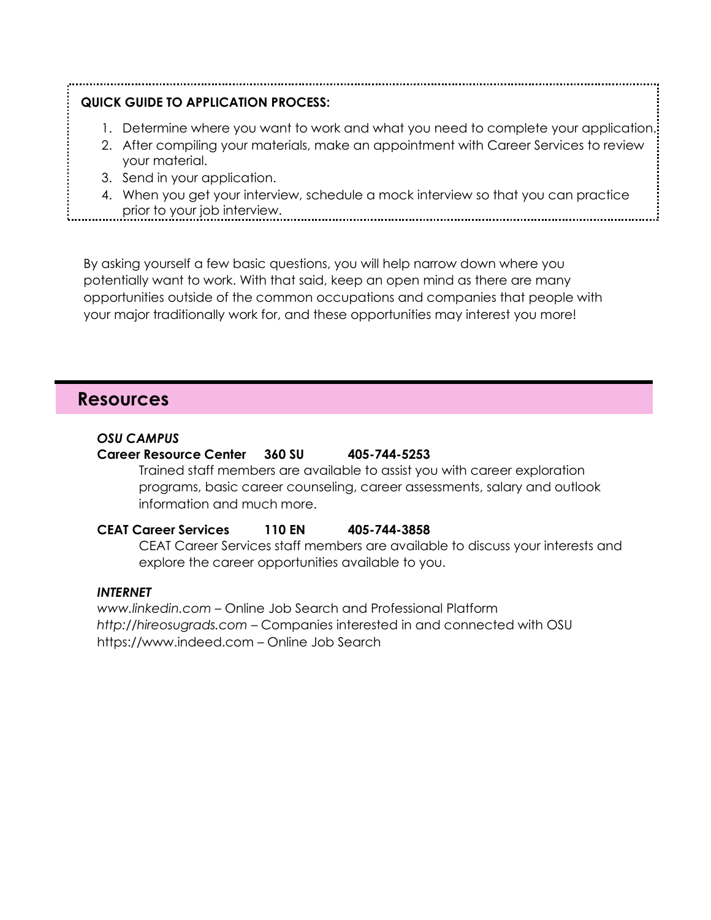**QUICK GUIDE TO APPLICATION PROCESS:**

1. Determine where you want to work and what you need to complete your application.
2. After compiling your materials, make an appointment with Career Services to review your material.
3. Send in your application.
4. When you get your interview, schedule a mock interview so that you can practice prior to your job interview.

By asking yourself a few basic questions, you will help narrow down where you potentially want to work. With that said, keep an open mind as there are many opportunities outside of the common occupations and companies that people with your major traditionally work for, and these opportunities may interest you more!

## Resources

***OSU CAMPUS***

**Career Resource Center 360 SU 405-744-5253**

Trained staff members are available to assist you with career exploration programs, basic career counseling, career assessments, salary and outlook information and much more.

**CEAT Career Services 110 EN 405-744-3858**

CEAT Career Services staff members are available to discuss your interests and explore the career opportunities available to you.

***INTERNET***

*www.linkedin.com* – Online Job Search and Professional Platform
*http://hireosugrads.com* – Companies interested in and connected with OSU
https://www.indeed.com – Online Job Search